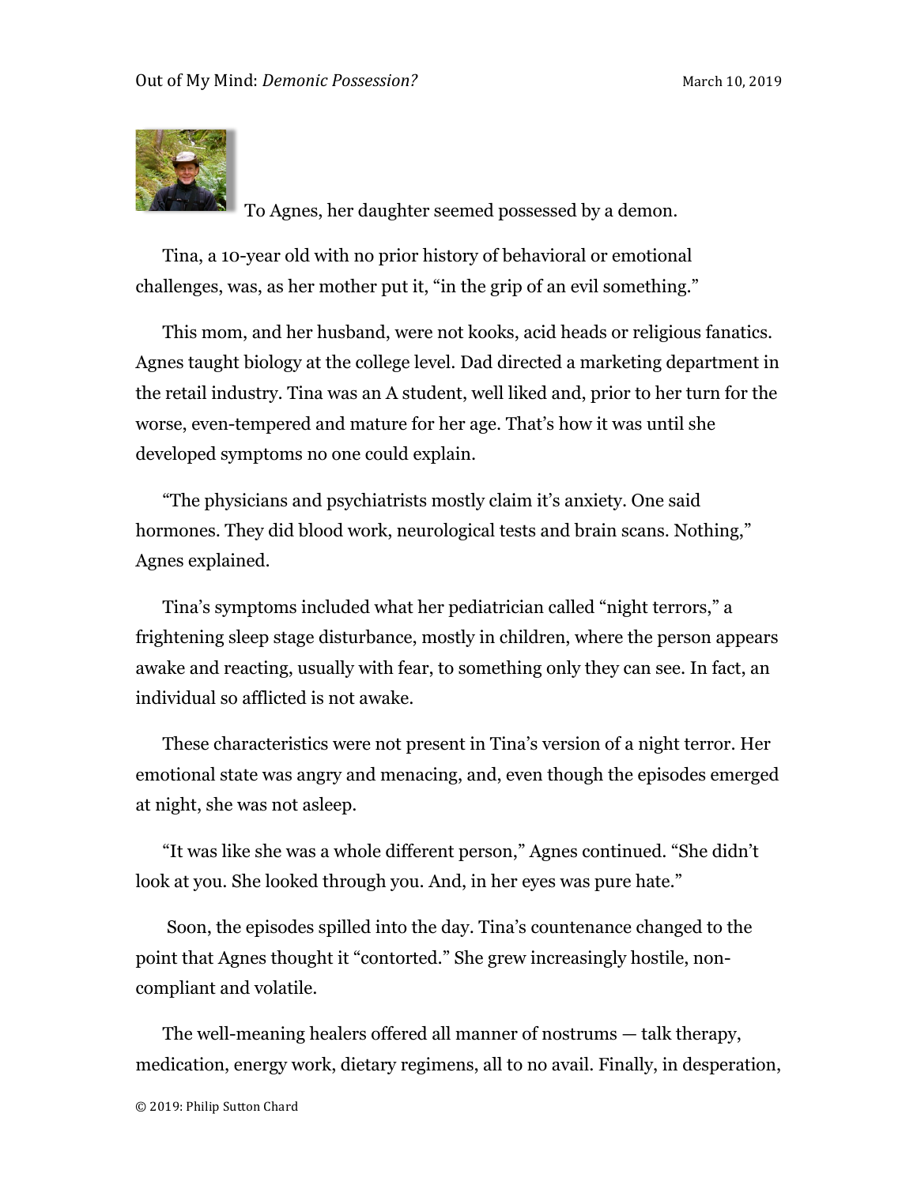To Agnes, her daughter seemed possessed by a demon.

Tina, a 10-year old with no prior history of behavioral or emotional challenges, was, as her mother put it, "in the grip of an evil something."

This mom, and her husband, were not kooks, acid heads or religious fanatics. Agnes taught biology at the college level. Dad directed a marketing department in the retail industry. Tina was an A student, well liked and, prior to her turn for the worse, even-tempered and mature for her age. That's how it was until she developed symptoms no one could explain.

"The physicians and psychiatrists mostly claim it's anxiety. One said hormones. They did blood work, neurological tests and brain scans. Nothing," Agnes explained.

Tina's symptoms included what her pediatrician called "night terrors," a frightening sleep stage disturbance, mostly in children, where the person appears awake and reacting, usually with fear, to something only they can see. In fact, an individual so afflicted is not awake.

These characteristics were not present in Tina's version of a night terror. Her emotional state was angry and menacing, and, even though the episodes emerged at night, she was not asleep.

"It was like she was a whole different person," Agnes continued. "She didn't look at you. She looked through you. And, in her eyes was pure hate."

Soon, the episodes spilled into the day. Tina's countenance changed to the point that Agnes thought it "contorted." She grew increasingly hostile, non-compliant and volatile.

The well-meaning healers offered all manner of nostrums — talk therapy, medication, energy work, dietary regimens, all to no avail. Finally, in desperation,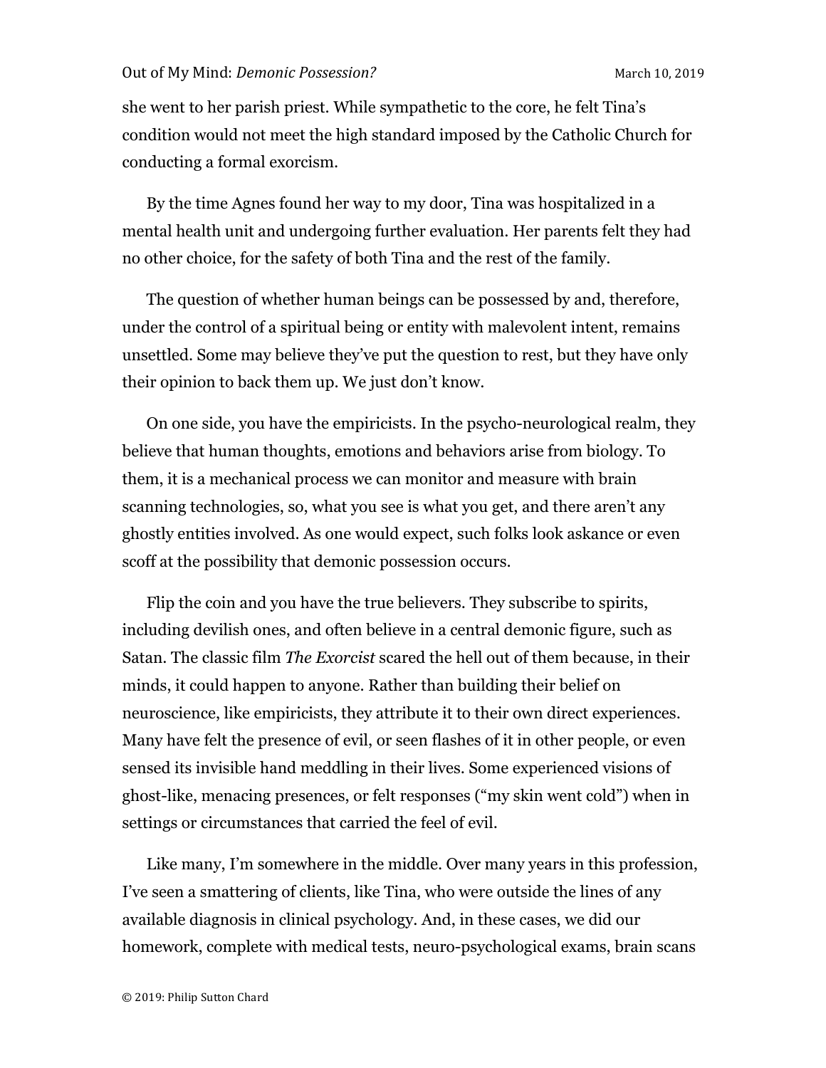she went to her parish priest. While sympathetic to the core, he felt Tina's condition would not meet the high standard imposed by the Catholic Church for conducting a formal exorcism.

By the time Agnes found her way to my door, Tina was hospitalized in a mental health unit and undergoing further evaluation. Her parents felt they had no other choice, for the safety of both Tina and the rest of the family.

The question of whether human beings can be possessed by and, therefore, under the control of a spiritual being or entity with malevolent intent, remains unsettled. Some may believe they've put the question to rest, but they have only their opinion to back them up. We just don't know.

On one side, you have the empiricists. In the psycho-neurological realm, they believe that human thoughts, emotions and behaviors arise from biology. To them, it is a mechanical process we can monitor and measure with brain scanning technologies, so, what you see is what you get, and there aren't any ghostly entities involved. As one would expect, such folks look askance or even scoff at the possibility that demonic possession occurs.

Flip the coin and you have the true believers. They subscribe to spirits, including devilish ones, and often believe in a central demonic figure, such as Satan. The classic film *The Exorcist* scared the hell out of them because, in their minds, it could happen to anyone. Rather than building their belief on neuroscience, like empiricists, they attribute it to their own direct experiences. Many have felt the presence of evil, or seen flashes of it in other people, or even sensed its invisible hand meddling in their lives. Some experienced visions of ghost-like, menacing presences, or felt responses ("my skin went cold") when in settings or circumstances that carried the feel of evil.

Like many, I'm somewhere in the middle. Over many years in this profession, I've seen a smattering of clients, like Tina, who were outside the lines of any available diagnosis in clinical psychology. And, in these cases, we did our homework, complete with medical tests, neuro-psychological exams, brain scans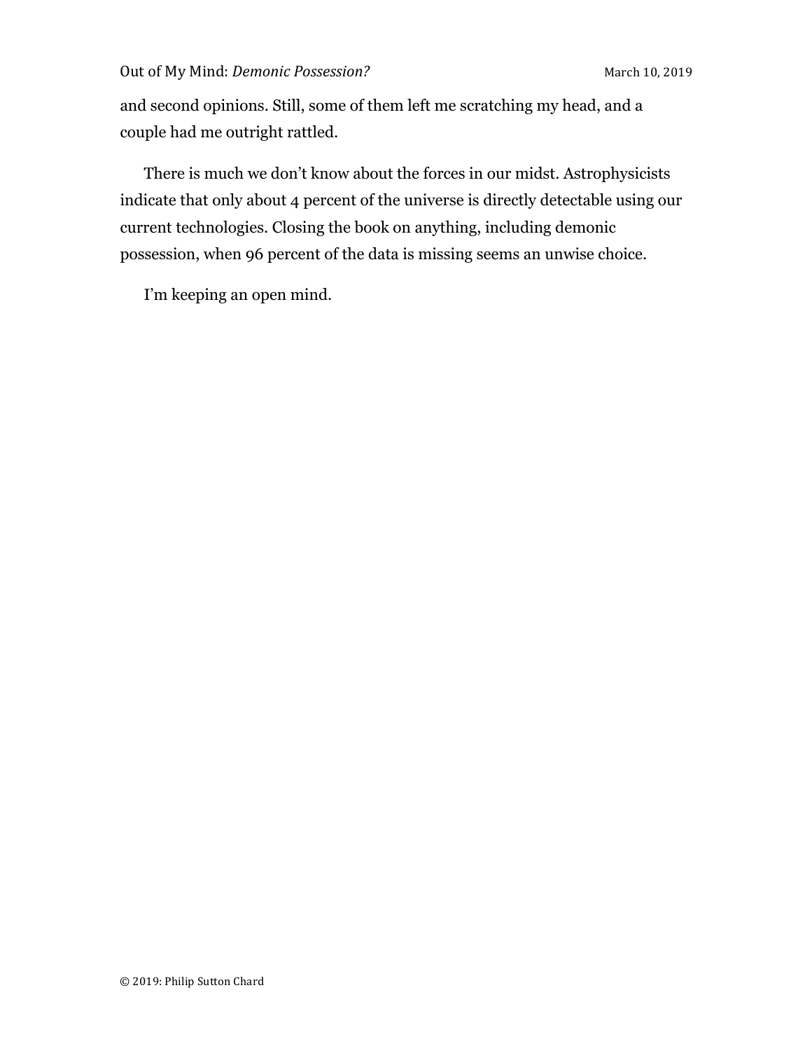and second opinions. Still, some of them left me scratching my head, and a couple had me outright rattled.

There is much we don't know about the forces in our midst. Astrophysicists indicate that only about 4 percent of the universe is directly detectable using our current technologies. Closing the book on anything, including demonic possession, when 96 percent of the data is missing seems an unwise choice.

I'm keeping an open mind.